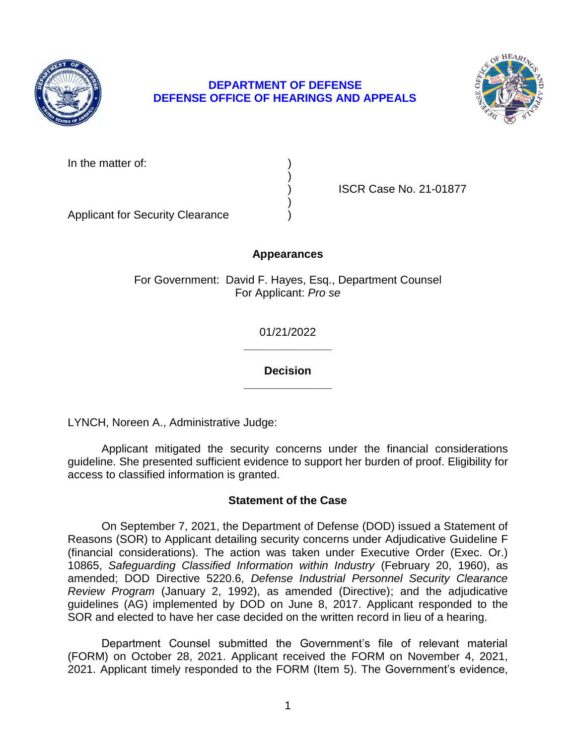**DEPARTMENT OF DEFENSE**
**DEFENSE OFFICE OF HEARINGS AND APPEALS**

In the matter of: )
)
) ISCR Case No. 21-01877
)
Applicant for Security Clearance )

**Appearances**

For Government: David F. Hayes, Esq., Department Counsel
For Applicant: *Pro se*

01/21/2022

______________

**Decision**

______________

LYNCH, Noreen A., Administrative Judge:

Applicant mitigated the security concerns under the financial considerations guideline. She presented sufficient evidence to support her burden of proof. Eligibility for access to classified information is granted.

**Statement of the Case**

On September 7, 2021, the Department of Defense (DOD) issued a Statement of Reasons (SOR) to Applicant detailing security concerns under Adjudicative Guideline F (financial considerations). The action was taken under Executive Order (Exec. Or.) 10865, *Safeguarding Classified Information within Industry* (February 20, 1960), as amended; DOD Directive 5220.6, *Defense Industrial Personnel Security Clearance Review Program* (January 2, 1992), as amended (Directive); and the adjudicative guidelines (AG) implemented by DOD on June 8, 2017. Applicant responded to the SOR and elected to have her case decided on the written record in lieu of a hearing.

Department Counsel submitted the Government's file of relevant material (FORM) on October 28, 2021. Applicant received the FORM on November 4, 2021, 2021. Applicant timely responded to the FORM (Item 5). The Government's evidence,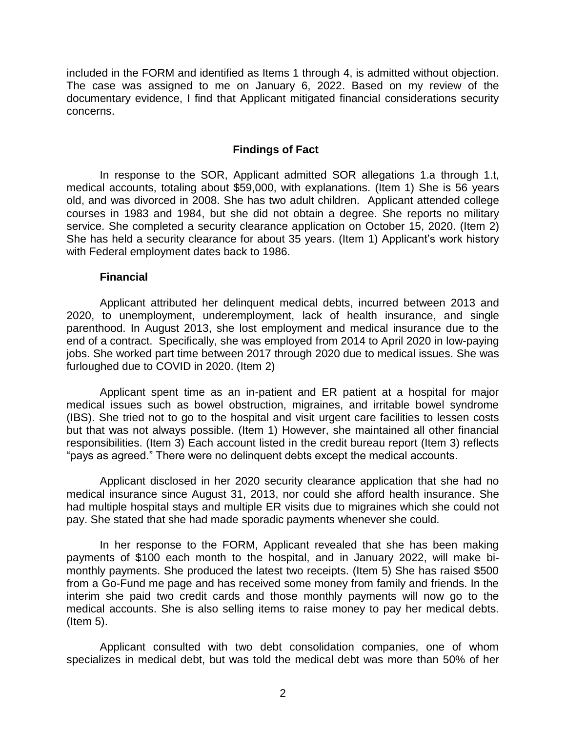included in the FORM and identified as Items 1 through 4, is admitted without objection. The case was assigned to me on January 6, 2022. Based on my review of the documentary evidence, I find that Applicant mitigated financial considerations security concerns.

## Findings of Fact

In response to the SOR, Applicant admitted SOR allegations 1.a through 1.t, medical accounts, totaling about $59,000, with explanations. (Item 1) She is 56 years old, and was divorced in 2008. She has two adult children. Applicant attended college courses in 1983 and 1984, but she did not obtain a degree. She reports no military service. She completed a security clearance application on October 15, 2020. (Item 2) She has held a security clearance for about 35 years. (Item 1) Applicant's work history with Federal employment dates back to 1986.

### Financial

Applicant attributed her delinquent medical debts, incurred between 2013 and 2020, to unemployment, underemployment, lack of health insurance, and single parenthood. In August 2013, she lost employment and medical insurance due to the end of a contract. Specifically, she was employed from 2014 to April 2020 in low-paying jobs. She worked part time between 2017 through 2020 due to medical issues. She was furloughed due to COVID in 2020. (Item 2)

Applicant spent time as an in-patient and ER patient at a hospital for major medical issues such as bowel obstruction, migraines, and irritable bowel syndrome (IBS). She tried not to go to the hospital and visit urgent care facilities to lessen costs but that was not always possible. (Item 1) However, she maintained all other financial responsibilities. (Item 3) Each account listed in the credit bureau report (Item 3) reflects "pays as agreed." There were no delinquent debts except the medical accounts.

Applicant disclosed in her 2020 security clearance application that she had no medical insurance since August 31, 2013, nor could she afford health insurance. She had multiple hospital stays and multiple ER visits due to migraines which she could not pay. She stated that she had made sporadic payments whenever she could.

In her response to the FORM, Applicant revealed that she has been making payments of $100 each month to the hospital, and in January 2022, will make bi-monthly payments. She produced the latest two receipts. (Item 5) She has raised $500 from a Go-Fund me page and has received some money from family and friends. In the interim she paid two credit cards and those monthly payments will now go to the medical accounts. She is also selling items to raise money to pay her medical debts. (Item 5).

Applicant consulted with two debt consolidation companies, one of whom specializes in medical debt, but was told the medical debt was more than 50% of her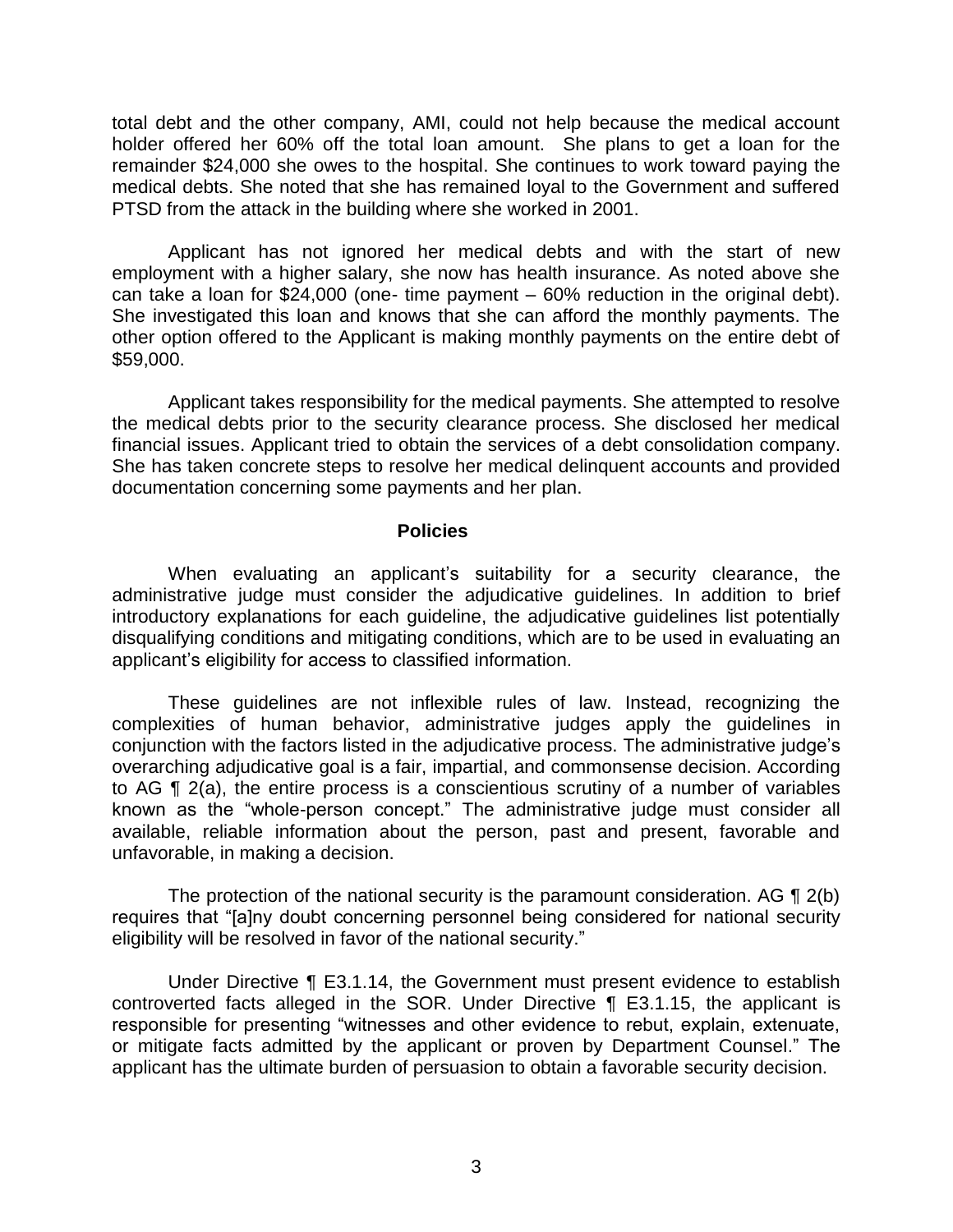total debt and the other company, AMI, could not help because the medical account holder offered her 60% off the total loan amount. She plans to get a loan for the remainder $24,000 she owes to the hospital. She continues to work toward paying the medical debts. She noted that she has remained loyal to the Government and suffered PTSD from the attack in the building where she worked in 2001.

Applicant has not ignored her medical debts and with the start of new employment with a higher salary, she now has health insurance. As noted above she can take a loan for $24,000 (one- time payment – 60% reduction in the original debt). She investigated this loan and knows that she can afford the monthly payments. The other option offered to the Applicant is making monthly payments on the entire debt of $59,000.

Applicant takes responsibility for the medical payments. She attempted to resolve the medical debts prior to the security clearance process. She disclosed her medical financial issues. Applicant tried to obtain the services of a debt consolidation company. She has taken concrete steps to resolve her medical delinquent accounts and provided documentation concerning some payments and her plan.

## Policies

When evaluating an applicant's suitability for a security clearance, the administrative judge must consider the adjudicative guidelines. In addition to brief introductory explanations for each guideline, the adjudicative guidelines list potentially disqualifying conditions and mitigating conditions, which are to be used in evaluating an applicant's eligibility for access to classified information.

These guidelines are not inflexible rules of law. Instead, recognizing the complexities of human behavior, administrative judges apply the guidelines in conjunction with the factors listed in the adjudicative process. The administrative judge's overarching adjudicative goal is a fair, impartial, and commonsense decision. According to AG ¶ 2(a), the entire process is a conscientious scrutiny of a number of variables known as the "whole-person concept." The administrative judge must consider all available, reliable information about the person, past and present, favorable and unfavorable, in making a decision.

The protection of the national security is the paramount consideration. AG ¶ 2(b) requires that "[a]ny doubt concerning personnel being considered for national security eligibility will be resolved in favor of the national security."

Under Directive ¶ E3.1.14, the Government must present evidence to establish controverted facts alleged in the SOR. Under Directive ¶ E3.1.15, the applicant is responsible for presenting "witnesses and other evidence to rebut, explain, extenuate, or mitigate facts admitted by the applicant or proven by Department Counsel." The applicant has the ultimate burden of persuasion to obtain a favorable security decision.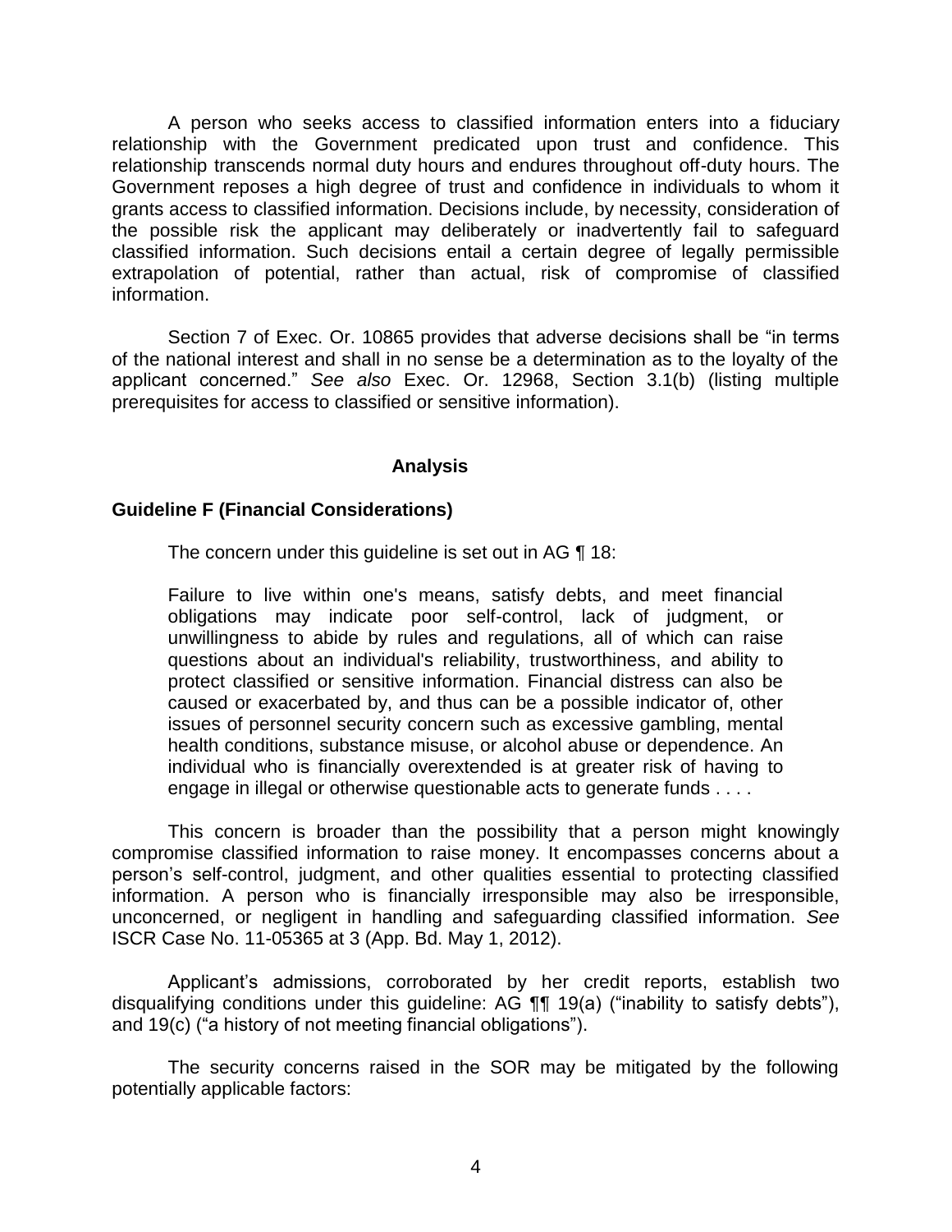A person who seeks access to classified information enters into a fiduciary relationship with the Government predicated upon trust and confidence. This relationship transcends normal duty hours and endures throughout off-duty hours. The Government reposes a high degree of trust and confidence in individuals to whom it grants access to classified information. Decisions include, by necessity, consideration of the possible risk the applicant may deliberately or inadvertently fail to safeguard classified information. Such decisions entail a certain degree of legally permissible extrapolation of potential, rather than actual, risk of compromise of classified information.

Section 7 of Exec. Or. 10865 provides that adverse decisions shall be "in terms of the national interest and shall in no sense be a determination as to the loyalty of the applicant concerned." *See also* Exec. Or. 12968, Section 3.1(b) (listing multiple prerequisites for access to classified or sensitive information).

## Analysis

### Guideline F (Financial Considerations)

The concern under this guideline is set out in AG ¶ 18:

> Failure to live within one's means, satisfy debts, and meet financial obligations may indicate poor self-control, lack of judgment, or unwillingness to abide by rules and regulations, all of which can raise questions about an individual's reliability, trustworthiness, and ability to protect classified or sensitive information. Financial distress can also be caused or exacerbated by, and thus can be a possible indicator of, other issues of personnel security concern such as excessive gambling, mental health conditions, substance misuse, or alcohol abuse or dependence. An individual who is financially overextended is at greater risk of having to engage in illegal or otherwise questionable acts to generate funds . . . .

This concern is broader than the possibility that a person might knowingly compromise classified information to raise money. It encompasses concerns about a person's self-control, judgment, and other qualities essential to protecting classified information. A person who is financially irresponsible may also be irresponsible, unconcerned, or negligent in handling and safeguarding classified information. *See* ISCR Case No. 11-05365 at 3 (App. Bd. May 1, 2012).

Applicant's admissions, corroborated by her credit reports, establish two disqualifying conditions under this guideline: AG ¶¶ 19(a) ("inability to satisfy debts"), and 19(c) ("a history of not meeting financial obligations").

The security concerns raised in the SOR may be mitigated by the following potentially applicable factors: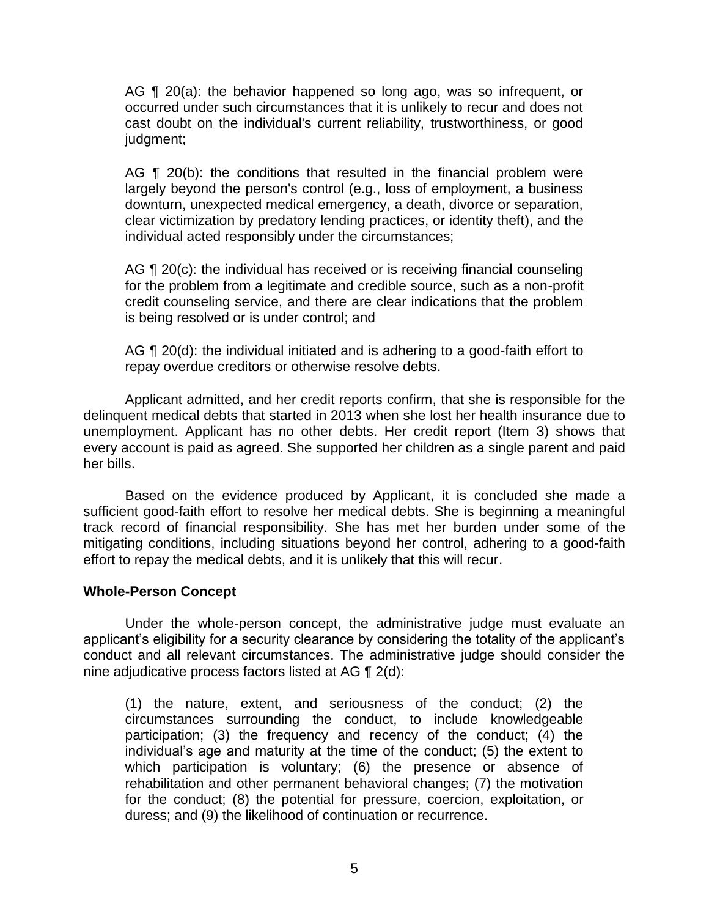> AG ¶ 20(a): the behavior happened so long ago, was so infrequent, or occurred under such circumstances that it is unlikely to recur and does not cast doubt on the individual's current reliability, trustworthiness, or good judgment;
>
> AG ¶ 20(b): the conditions that resulted in the financial problem were largely beyond the person's control (e.g., loss of employment, a business downturn, unexpected medical emergency, a death, divorce or separation, clear victimization by predatory lending practices, or identity theft), and the individual acted responsibly under the circumstances;
>
> AG ¶ 20(c): the individual has received or is receiving financial counseling for the problem from a legitimate and credible source, such as a non-profit credit counseling service, and there are clear indications that the problem is being resolved or is under control; and
>
> AG ¶ 20(d): the individual initiated and is adhering to a good-faith effort to repay overdue creditors or otherwise resolve debts.

Applicant admitted, and her credit reports confirm, that she is responsible for the delinquent medical debts that started in 2013 when she lost her health insurance due to unemployment. Applicant has no other debts. Her credit report (Item 3) shows that every account is paid as agreed. She supported her children as a single parent and paid her bills.

Based on the evidence produced by Applicant, it is concluded she made a sufficient good-faith effort to resolve her medical debts. She is beginning a meaningful track record of financial responsibility. She has met her burden under some of the mitigating conditions, including situations beyond her control, adhering to a good-faith effort to repay the medical debts, and it is unlikely that this will recur.

**Whole-Person Concept**

Under the whole-person concept, the administrative judge must evaluate an applicant's eligibility for a security clearance by considering the totality of the applicant's conduct and all relevant circumstances. The administrative judge should consider the nine adjudicative process factors listed at AG ¶ 2(d):

> (1) the nature, extent, and seriousness of the conduct; (2) the circumstances surrounding the conduct, to include knowledgeable participation; (3) the frequency and recency of the conduct; (4) the individual's age and maturity at the time of the conduct; (5) the extent to which participation is voluntary; (6) the presence or absence of rehabilitation and other permanent behavioral changes; (7) the motivation for the conduct; (8) the potential for pressure, coercion, exploitation, or duress; and (9) the likelihood of continuation or recurrence.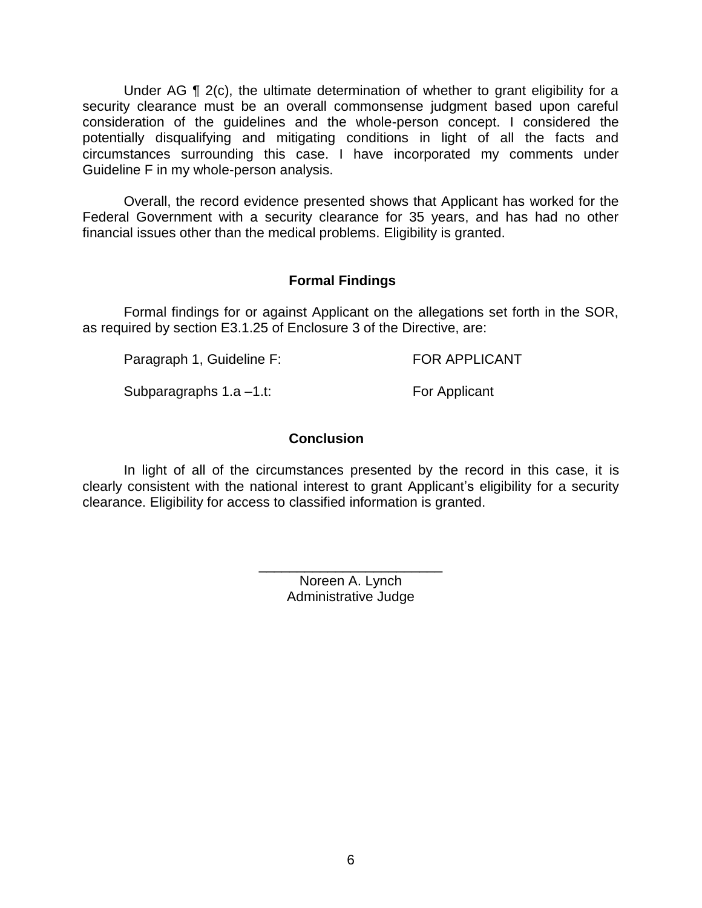Under AG ¶ 2(c), the ultimate determination of whether to grant eligibility for a security clearance must be an overall commonsense judgment based upon careful consideration of the guidelines and the whole-person concept. I considered the potentially disqualifying and mitigating conditions in light of all the facts and circumstances surrounding this case. I have incorporated my comments under Guideline F in my whole-person analysis.

Overall, the record evidence presented shows that Applicant has worked for the Federal Government with a security clearance for 35 years, and has had no other financial issues other than the medical problems. Eligibility is granted.

## Formal Findings

Formal findings for or against Applicant on the allegations set forth in the SOR, as required by section E3.1.25 of Enclosure 3 of the Directive, are:

| | |
|---|---|
| Paragraph 1, Guideline F: | FOR APPLICANT |
| Subparagraphs 1.a –1.t: | For Applicant |

## Conclusion

In light of all of the circumstances presented by the record in this case, it is clearly consistent with the national interest to grant Applicant's eligibility for a security clearance. Eligibility for access to classified information is granted.

\_\_\_\_\_\_\_\_\_\_\_\_\_\_\_\_\_\_\_\_\_\_\_\_

Noreen A. Lynch
Administrative Judge